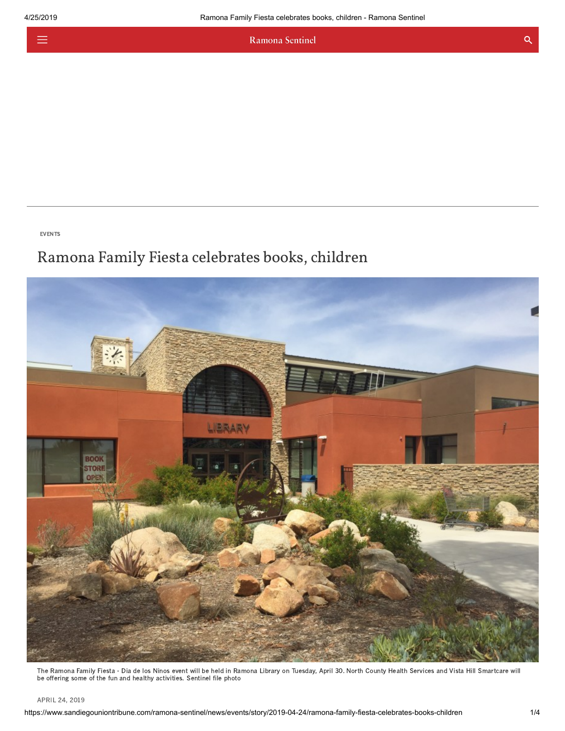EVENTS

# Ramona Family Fiesta celebrates books, children

The Ramona Family Fiesta - Dia de los Ninos event will be held in Ramona Library on Tuesday, April 30. North County Health Services and Vista Hill Smartcare will be offering some of the fun and healthy activities. Sentinel file photo

APRIL 24, 2019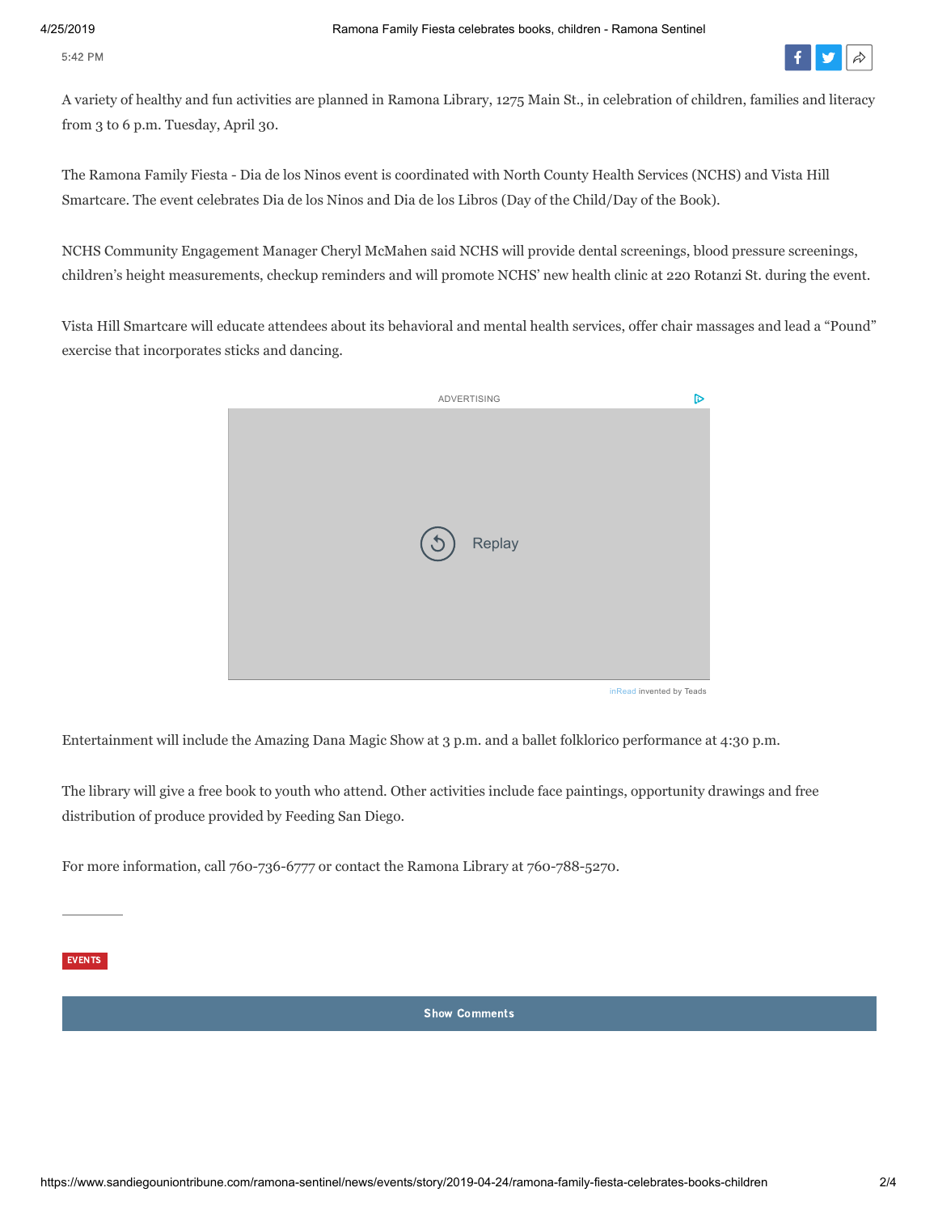5:42 PM

A variety of healthy and fun activities are planned in Ramona Library, 1275 Main St., in celebration of children, families and literacy from 3 to 6 p.m. Tuesday, April 30.

The Ramona Family Fiesta - Dia de los Ninos event is coordinated with North County Health Services (NCHS) and Vista Hill Smartcare. The event celebrates Dia de los Ninos and Dia de los Libros (Day of the Child/Day of the Book).

NCHS Community Engagement Manager Cheryl McMahen said NCHS will provide dental screenings, blood pressure screenings, children's height measurements, checkup reminders and will promote NCHS' new health clinic at 220 Rotanzi St. during the event.

Vista Hill Smartcare will educate attendees about its behavioral and mental health services, offer chair massages and lead a "Pound" exercise that incorporates sticks and dancing.

Entertainment will include the Amazing Dana Magic Show at 3 p.m. and a ballet folklorico performance at 4:30 p.m.

The library will give a free book to youth who attend. Other activities include face paintings, opportunity drawings and free distribution of produce provided by Feeding San Diego.

For more information, call 760-736-6777 or contact the Ramona Library at 760-788-5270.

EVENTS